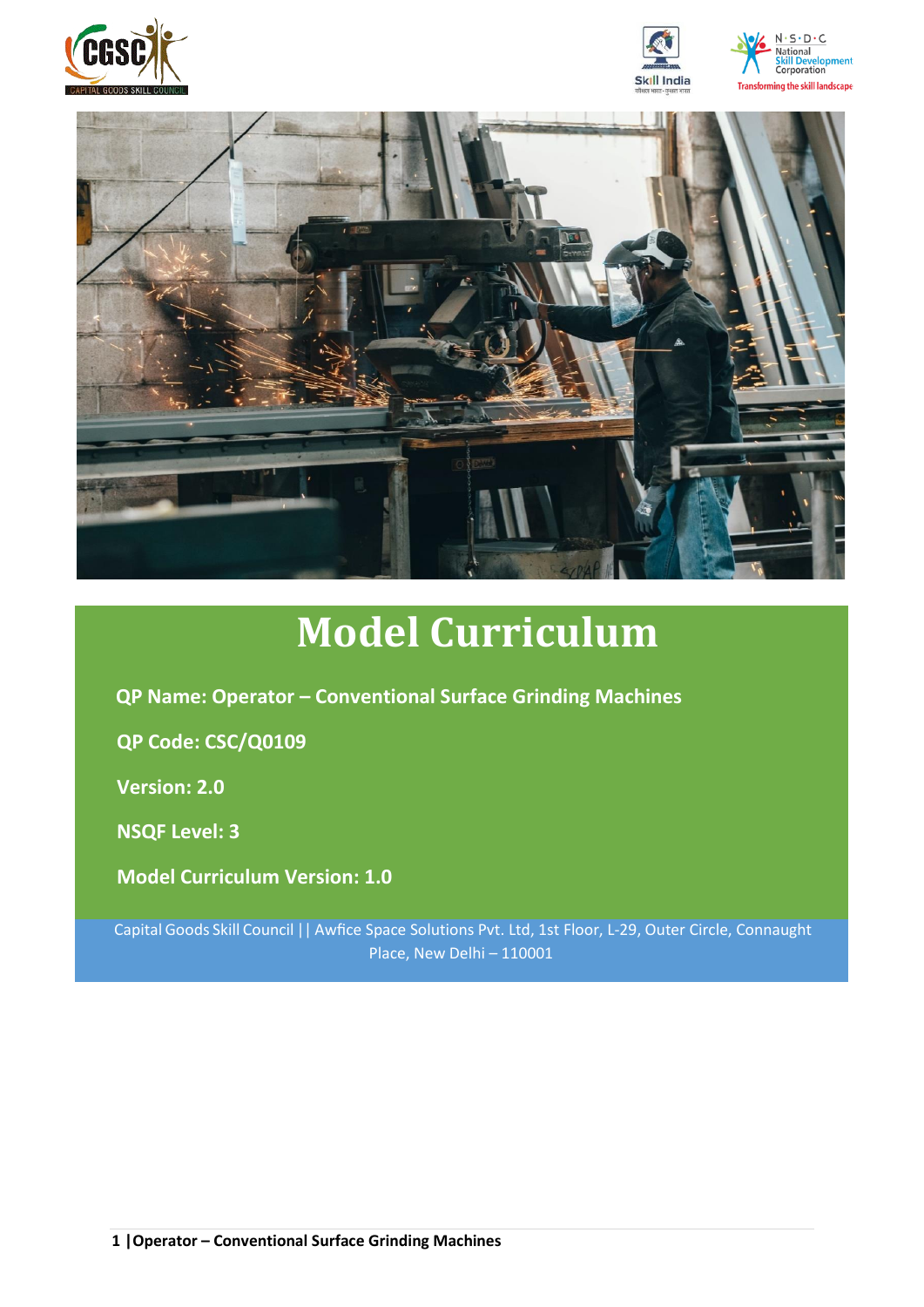# Model Curriculum

**QP Name: Operator – Conventional Surface Grinding Machines**

**QP Code: CSC/Q0109**

**Version: 2.0**

**NSQF Level: 3**

**Model Curriculum Version: 1.0**

Capital Goods Skill Council || Awfice Space Solutions Pvt. Ltd, 1st Floor, L-29, Outer Circle, Connaught Place, New Delhi – 110001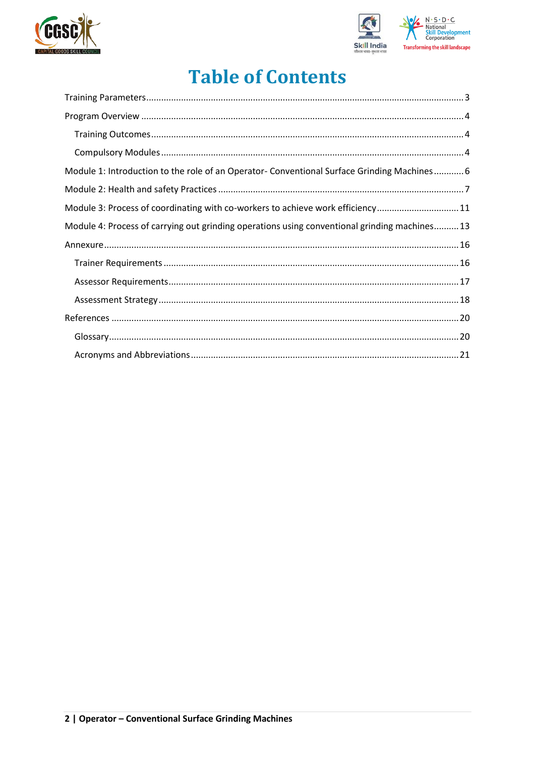# Table of Contents

Training Parameters ........................................................ 3

Program Overview ........................................................ 4

- Training Outcomes ........................................................ 4
- Compulsory Modules ........................................................ 4

Module 1: Introduction to the role of an Operator- Conventional Surface Grinding Machines ............ 6

Module 2: Health and safety Practices ........................................................ 7

Module 3: Process of coordinating with co-workers to achieve work efficiency ........................ 11

Module 4: Process of carrying out grinding operations using conventional grinding machines .......... 13

Annexure ........................................................ 16

- Trainer Requirements ........................................................ 16
- Assessor Requirements ........................................................ 17
- Assessment Strategy ........................................................ 18

References ........................................................ 20

- Glossary ........................................................ 20
- Acronyms and Abbreviations ........................................................ 21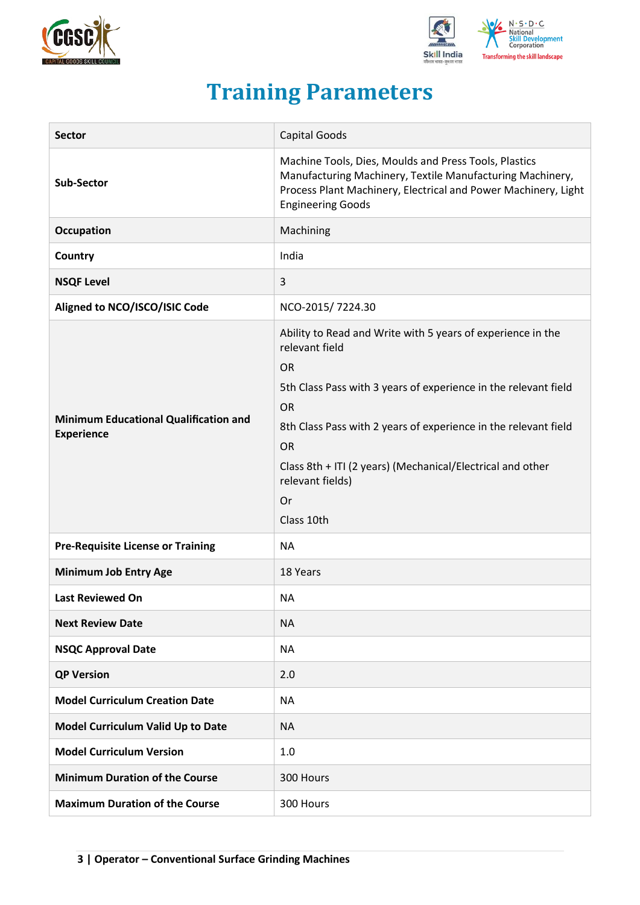# Training Parameters

| Sector | Capital Goods |
|---|---|
| Sub-Sector | Machine Tools, Dies, Moulds and Press Tools, Plastics Manufacturing Machinery, Textile Manufacturing Machinery, Process Plant Machinery, Electrical and Power Machinery, Light Engineering Goods |
| Occupation | Machining |
| Country | India |
| NSQF Level | 3 |
| Aligned to NCO/ISCO/ISIC Code | NCO-2015/ 7224.30 |
| Minimum Educational Qualification and Experience | Ability to Read and Write with 5 years of experience in the relevant field<br>OR<br>5th Class Pass with 3 years of experience in the relevant field<br>OR<br>8th Class Pass with 2 years of experience in the relevant field<br>OR<br>Class 8th + ITI (2 years) (Mechanical/Electrical and other relevant fields)<br>Or<br>Class 10th |
| Pre-Requisite License or Training | NA |
| Minimum Job Entry Age | 18 Years |
| Last Reviewed On | NA |
| Next Review Date | NA |
| NSQC Approval Date | NA |
| QP Version | 2.0 |
| Model Curriculum Creation Date | NA |
| Model Curriculum Valid Up to Date | NA |
| Model Curriculum Version | 1.0 |
| Minimum Duration of the Course | 300 Hours |
| Maximum Duration of the Course | 300 Hours |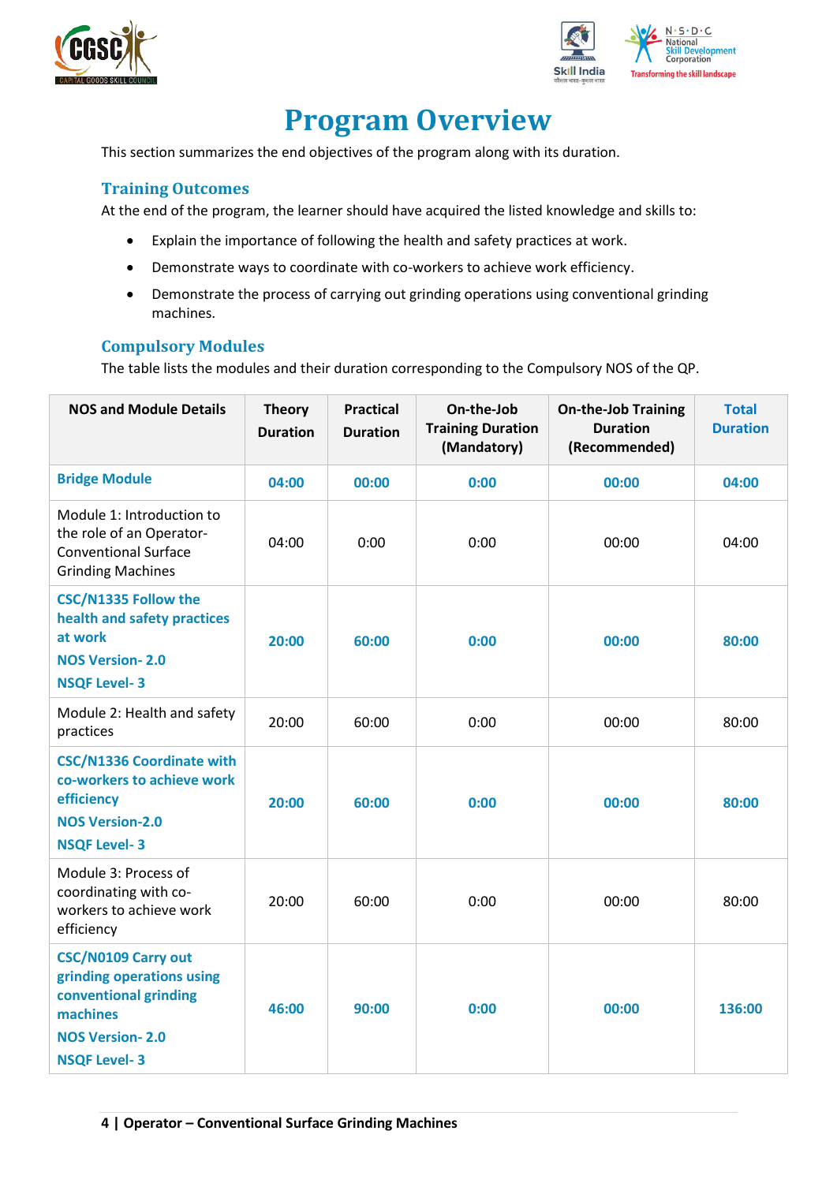# Program Overview

This section summarizes the end objectives of the program along with its duration.

## Training Outcomes

At the end of the program, the learner should have acquired the listed knowledge and skills to:

- Explain the importance of following the health and safety practices at work.
- Demonstrate ways to coordinate with co-workers to achieve work efficiency.
- Demonstrate the process of carrying out grinding operations using conventional grinding machines.

## Compulsory Modules

The table lists the modules and their duration corresponding to the Compulsory NOS of the QP.

| NOS and Module Details | Theory Duration | Practical Duration | On-the-Job Training Duration (Mandatory) | On-the-Job Training Duration (Recommended) | Total Duration |
|---|---|---|---|---|---|
| **Bridge Module** | **04:00** | **00:00** | **0:00** | **00:00** | **04:00** |
| Module 1: Introduction to the role of an Operator-Conventional Surface Grinding Machines | 04:00 | 0:00 | 0:00 | 00:00 | 04:00 |
| **CSC/N1335 Follow the health and safety practices at work**<br>**NOS Version- 2.0**<br>**NSQF Level- 3** | **20:00** | **60:00** | **0:00** | **00:00** | **80:00** |
| Module 2: Health and safety practices | 20:00 | 60:00 | 0:00 | 00:00 | 80:00 |
| **CSC/N1336 Coordinate with co-workers to achieve work efficiency**<br>**NOS Version-2.0**<br>**NSQF Level- 3** | **20:00** | **60:00** | **0:00** | **00:00** | **80:00** |
| Module 3: Process of coordinating with co-workers to achieve work efficiency | 20:00 | 60:00 | 0:00 | 00:00 | 80:00 |
| **CSC/N0109 Carry out grinding operations using conventional grinding machines**<br>**NOS Version- 2.0**<br>**NSQF Level- 3** | **46:00** | **90:00** | **0:00** | **00:00** | **136:00** |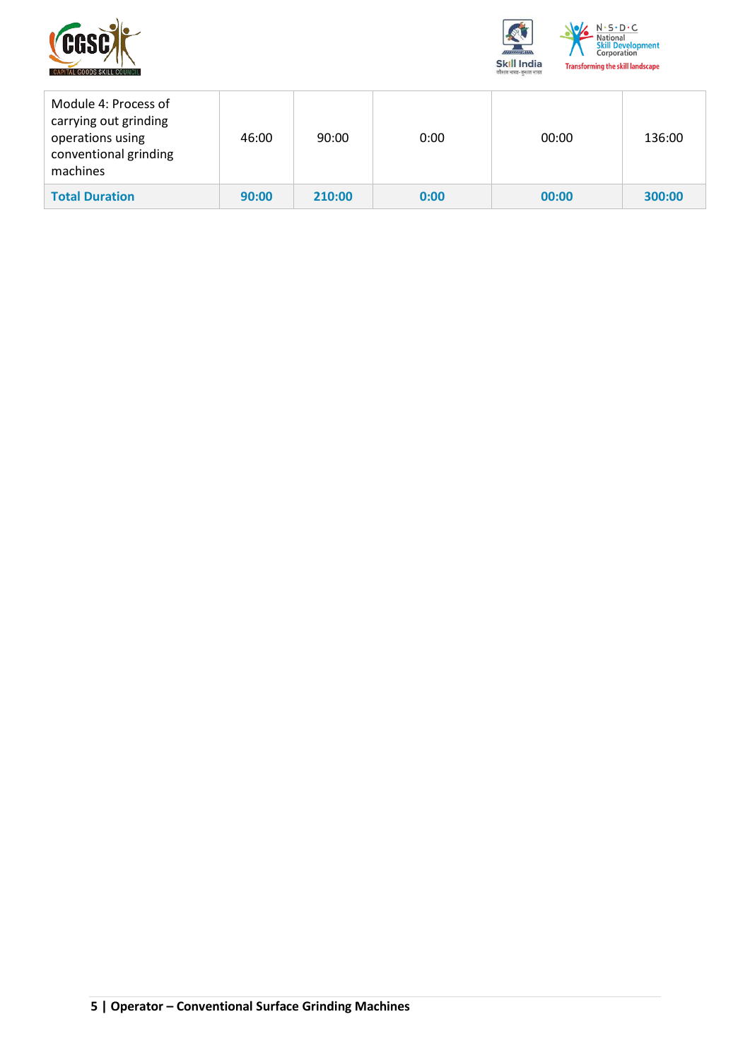| | | | | | |
|---|---|---|---|---|---|
| Module 4: Process of carrying out grinding operations using conventional grinding machines | 46:00 | 90:00 | 0:00 | 00:00 | 136:00 |
| **Total Duration** | **90:00** | **210:00** | **0:00** | **00:00** | **300:00** |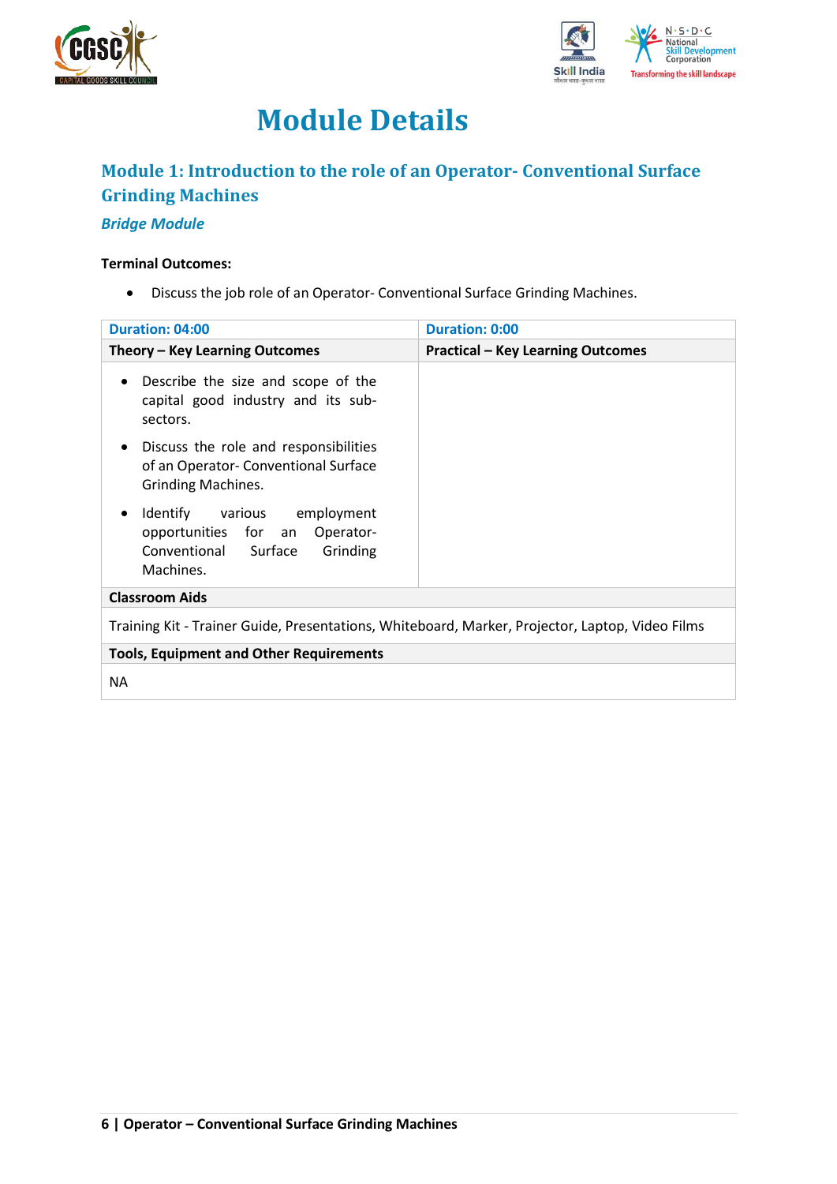# Module Details

## Module 1: Introduction to the role of an Operator- Conventional Surface Grinding Machines

### *Bridge Module*

**Terminal Outcomes:**

- Discuss the job role of an Operator- Conventional Surface Grinding Machines.

| Duration: 04:00 | Duration: 0:00 |
|---|---|
| **Theory – Key Learning Outcomes** | **Practical – Key Learning Outcomes** |
| • Describe the size and scope of the capital good industry and its sub-sectors.<br>• Discuss the role and responsibilities of an Operator- Conventional Surface Grinding Machines.<br>• Identify various employment opportunities for an Operator-Conventional Surface Grinding Machines. | |
| **Classroom Aids** | |
| Training Kit - Trainer Guide, Presentations, Whiteboard, Marker, Projector, Laptop, Video Films | |
| **Tools, Equipment and Other Requirements** | |
| NA | |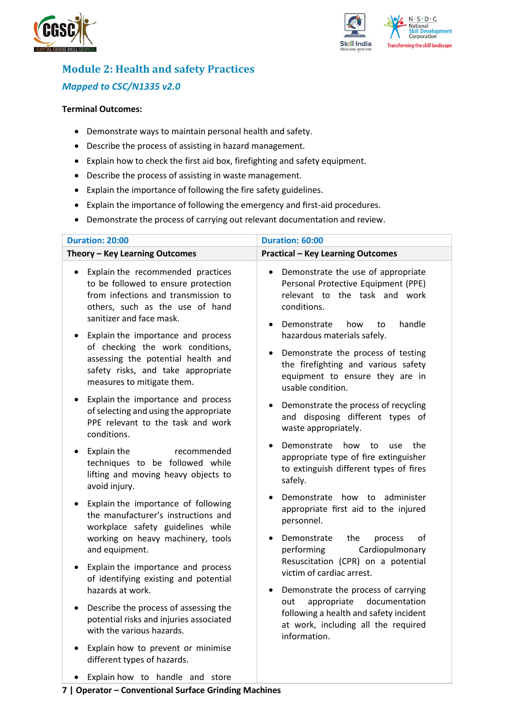## Module 2: Health and safety Practices

### *Mapped to CSC/N1335 v2.0*

**Terminal Outcomes:**

- Demonstrate ways to maintain personal health and safety.
- Describe the process of assisting in hazard management.
- Explain how to check the first aid box, firefighting and safety equipment.
- Describe the process of assisting in waste management.
- Explain the importance of following the fire safety guidelines.
- Explain the importance of following the emergency and first-aid procedures.
- Demonstrate the process of carrying out relevant documentation and review.

| **Duration: 20:00** | **Duration: 60:00** |
|---|---|
| **Theory – Key Learning Outcomes** | **Practical – Key Learning Outcomes** |
| • Explain the recommended practices to be followed to ensure protection from infections and transmission to others, such as the use of hand sanitizer and face mask.<br>• Explain the importance and process of checking the work conditions, assessing the potential health and safety risks, and take appropriate measures to mitigate them.<br>• Explain the importance and process of selecting and using the appropriate PPE relevant to the task and work conditions.<br>• Explain the recommended techniques to be followed while lifting and moving heavy objects to avoid injury.<br>• Explain the importance of following the manufacturer's instructions and workplace safety guidelines while working on heavy machinery, tools and equipment.<br>• Explain the importance and process of identifying existing and potential hazards at work.<br>• Describe the process of assessing the potential risks and injuries associated with the various hazards.<br>• Explain how to prevent or minimise different types of hazards.<br>• Explain how to handle and store | • Demonstrate the use of appropriate Personal Protective Equipment (PPE) relevant to the task and work conditions.<br>• Demonstrate how to handle hazardous materials safely.<br>• Demonstrate the process of testing the firefighting and various safety equipment to ensure they are in usable condition.<br>• Demonstrate the process of recycling and disposing different types of waste appropriately.<br>• Demonstrate how to use the appropriate type of fire extinguisher to extinguish different types of fires safely.<br>• Demonstrate how to administer appropriate first aid to the injured personnel.<br>• Demonstrate the process of performing Cardiopulmonary Resuscitation (CPR) on a potential victim of cardiac arrest.<br>• Demonstrate the process of carrying out appropriate documentation following a health and safety incident at work, including all the required information. |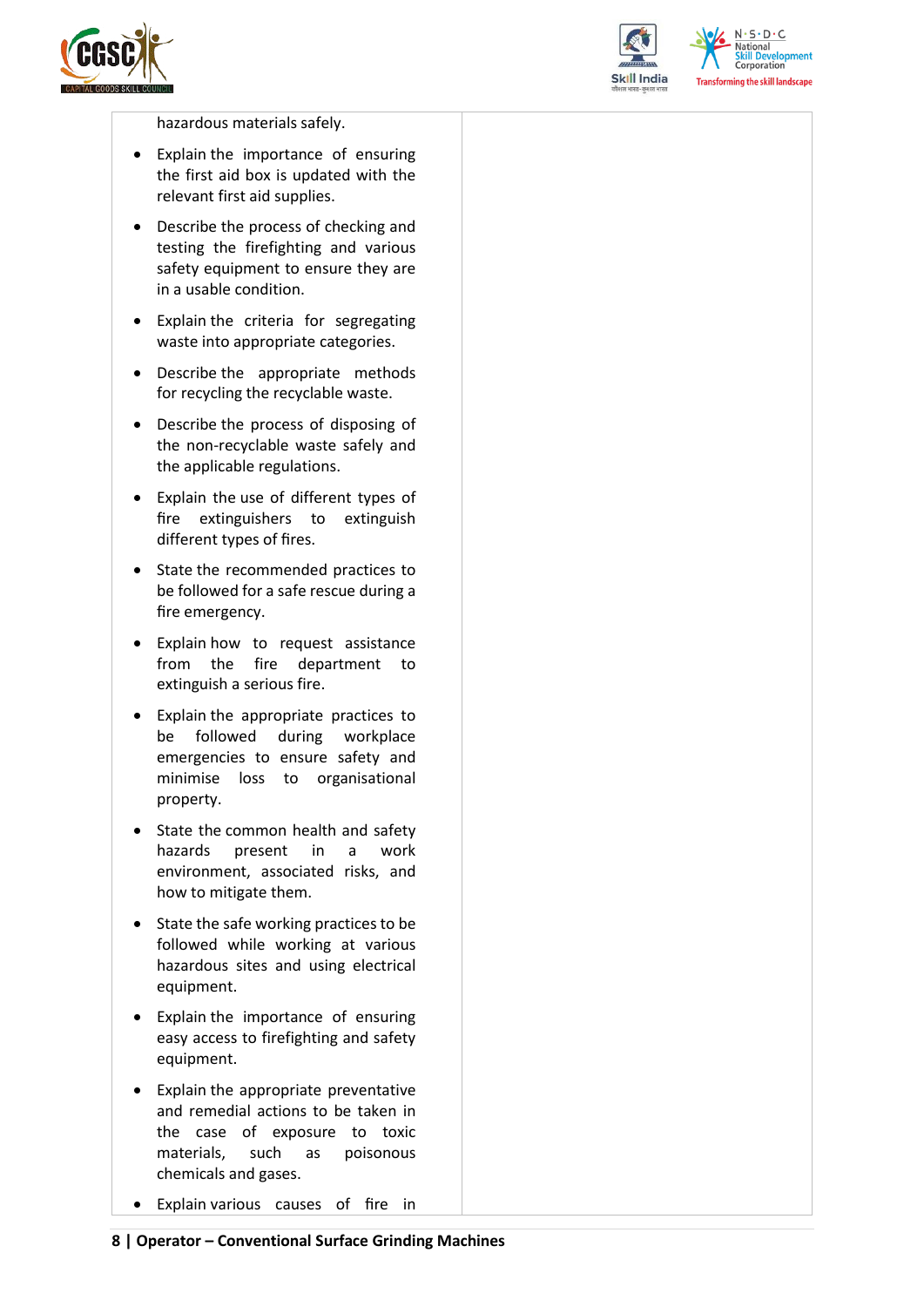| | |
|---|---|
| hazardous materials safely.<br>• Explain the importance of ensuring the first aid box is updated with the relevant first aid supplies.<br>• Describe the process of checking and testing the firefighting and various safety equipment to ensure they are in a usable condition.<br>• Explain the criteria for segregating waste into appropriate categories.<br>• Describe the appropriate methods for recycling the recyclable waste.<br>• Describe the process of disposing of the non-recyclable waste safely and the applicable regulations.<br>• Explain the use of different types of fire extinguishers to extinguish different types of fires.<br>• State the recommended practices to be followed for a safe rescue during a fire emergency.<br>• Explain how to request assistance from the fire department to extinguish a serious fire.<br>• Explain the appropriate practices to be followed during workplace emergencies to ensure safety and minimise loss to organisational property.<br>• State the common health and safety hazards present in a work environment, associated risks, and how to mitigate them.<br>• State the safe working practices to be followed while working at various hazardous sites and using electrical equipment.<br>• Explain the importance of ensuring easy access to firefighting and safety equipment.<br>• Explain the appropriate preventative and remedial actions to be taken in the case of exposure to toxic materials, such as poisonous chemicals and gases.<br>• Explain various causes of fire in | |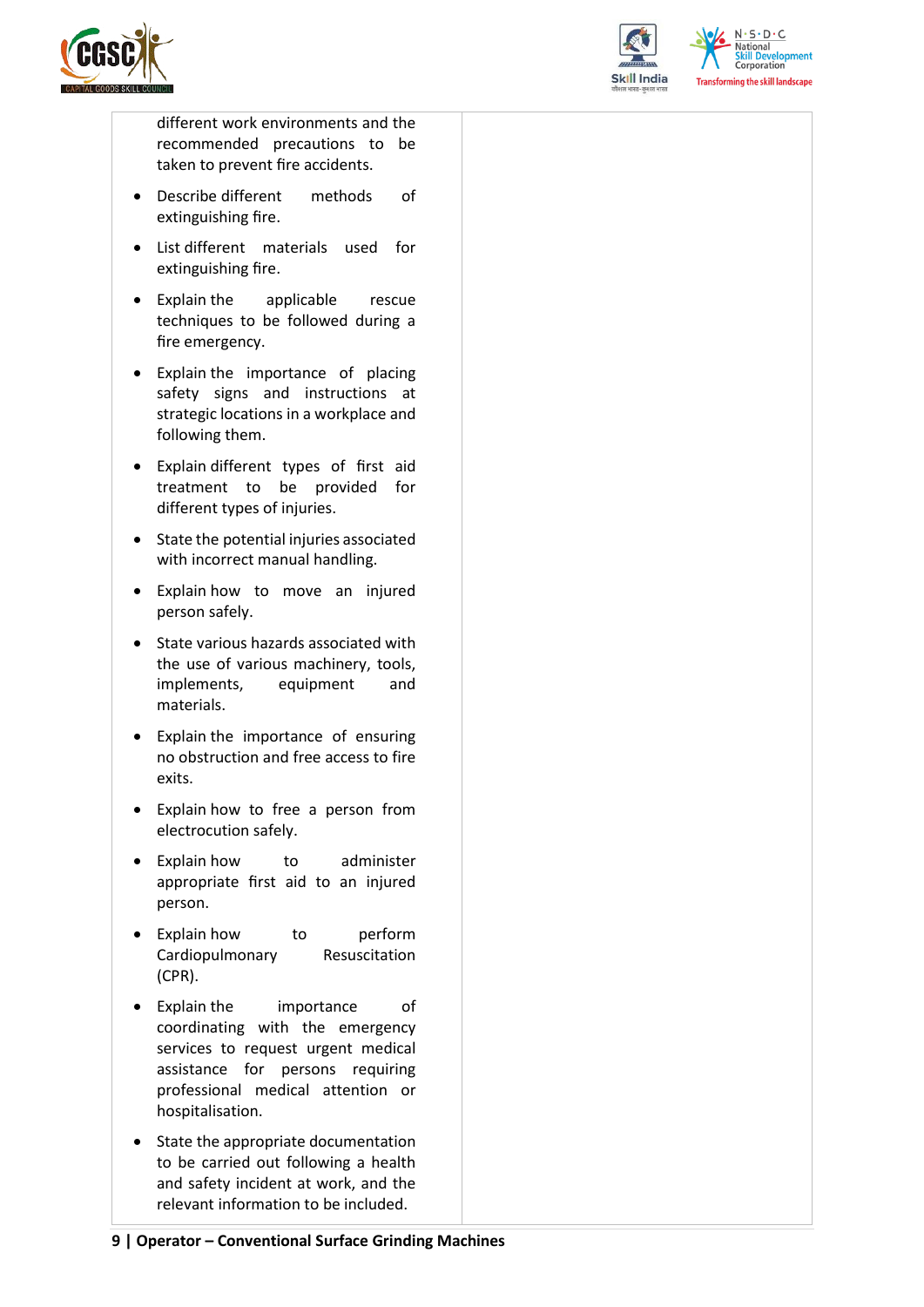| | |
|---|---|
| different work environments and the recommended precautions to be taken to prevent fire accidents.<br>• Describe different methods of extinguishing fire.<br>• List different materials used for extinguishing fire.<br>• Explain the applicable rescue techniques to be followed during a fire emergency.<br>• Explain the importance of placing safety signs and instructions at strategic locations in a workplace and following them.<br>• Explain different types of first aid treatment to be provided for different types of injuries.<br>• State the potential injuries associated with incorrect manual handling.<br>• Explain how to move an injured person safely.<br>• State various hazards associated with the use of various machinery, tools, implements, equipment and materials.<br>• Explain the importance of ensuring no obstruction and free access to fire exits.<br>• Explain how to free a person from electrocution safely.<br>• Explain how to administer appropriate first aid to an injured person.<br>• Explain how to perform Cardiopulmonary Resuscitation (CPR).<br>• Explain the importance of coordinating with the emergency services to request urgent medical assistance for persons requiring professional medical attention or hospitalisation.<br>• State the appropriate documentation to be carried out following a health and safety incident at work, and the relevant information to be included. | |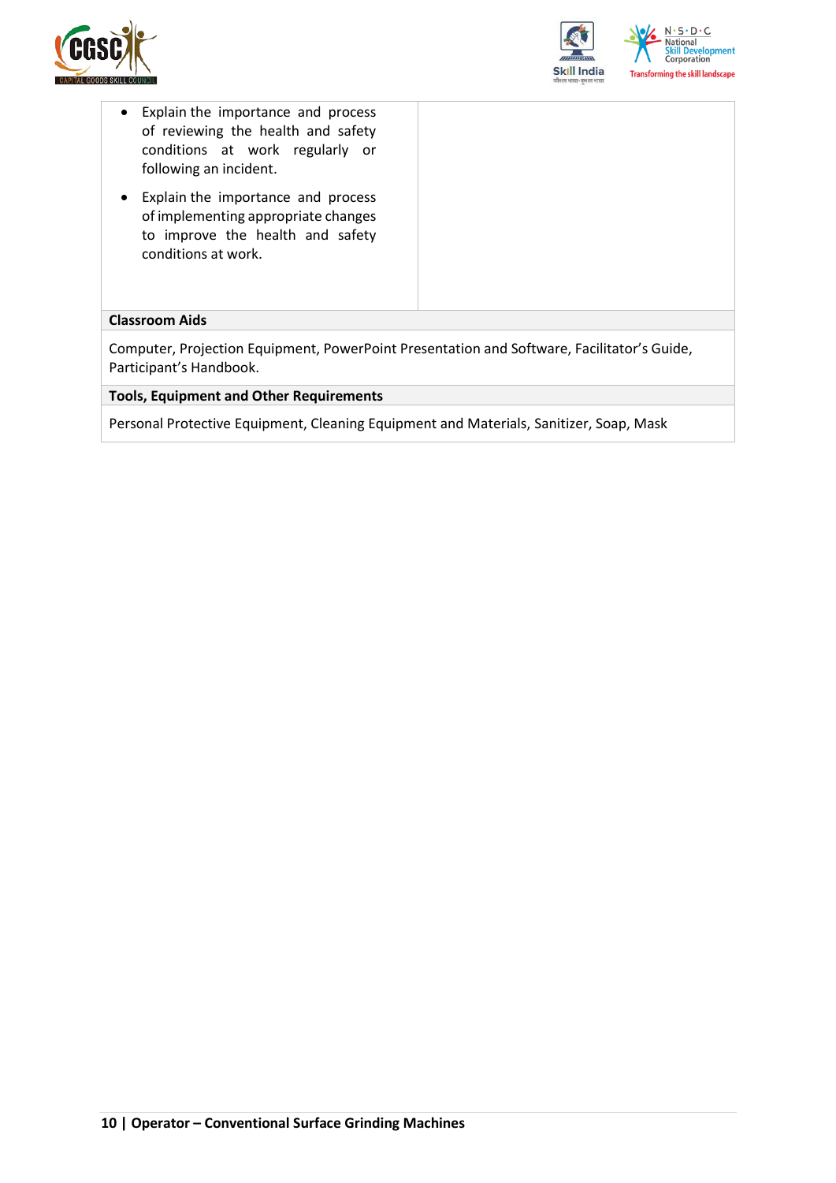| | |
|---|---|
| • Explain the importance and process of reviewing the health and safety conditions at work regularly or following an incident.<br>• Explain the importance and process of implementing appropriate changes to improve the health and safety conditions at work. | |

| **Classroom Aids** |
|---|
| Computer, Projection Equipment, PowerPoint Presentation and Software, Facilitator's Guide, Participant's Handbook. |

| **Tools, Equipment and Other Requirements** |
|---|
| Personal Protective Equipment, Cleaning Equipment and Materials, Sanitizer, Soap, Mask |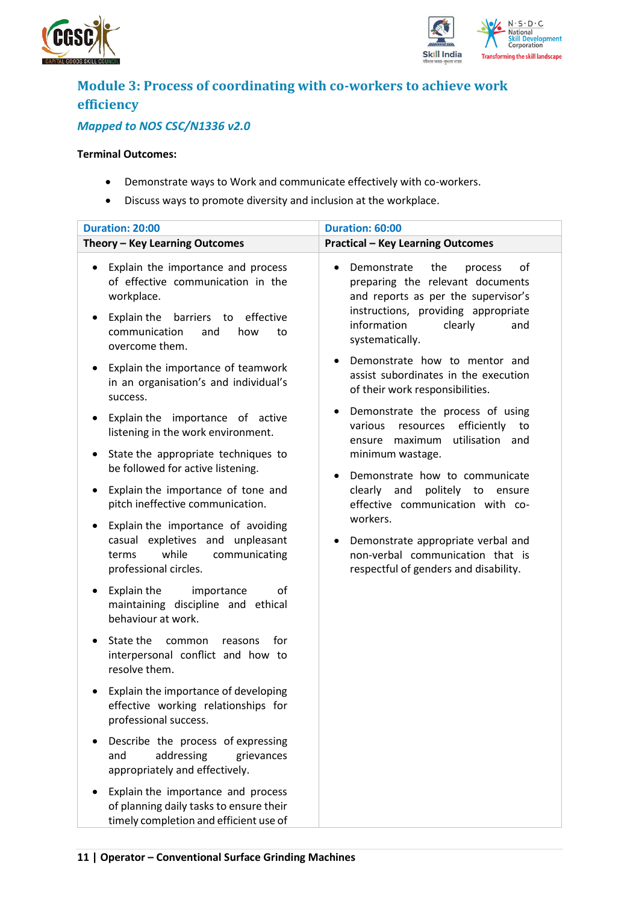## Module 3: Process of coordinating with co-workers to achieve work efficiency

### *Mapped to NOS CSC/N1336 v2.0*

**Terminal Outcomes:**

- Demonstrate ways to Work and communicate effectively with co-workers.
- Discuss ways to promote diversity and inclusion at the workplace.

| Duration: 20:00 | Duration: 60:00 |
|---|---|
| **Theory – Key Learning Outcomes** | **Practical – Key Learning Outcomes** |
| • Explain the importance and process of effective communication in the workplace.<br>• Explain the barriers to effective communication and how to overcome them.<br>• Explain the importance of teamwork in an organisation's and individual's success.<br>• Explain the importance of active listening in the work environment.<br>• State the appropriate techniques to be followed for active listening.<br>• Explain the importance of tone and pitch ineffective communication.<br>• Explain the importance of avoiding casual expletives and unpleasant terms while communicating professional circles.<br>• Explain the importance of maintaining discipline and ethical behaviour at work.<br>• State the common reasons for interpersonal conflict and how to resolve them.<br>• Explain the importance of developing effective working relationships for professional success.<br>• Describe the process of expressing and addressing grievances appropriately and effectively.<br>• Explain the importance and process of planning daily tasks to ensure their timely completion and efficient use of | • Demonstrate the process of preparing the relevant documents and reports as per the supervisor's instructions, providing appropriate information clearly and systematically.<br>• Demonstrate how to mentor and assist subordinates in the execution of their work responsibilities.<br>• Demonstrate the process of using various resources efficiently to ensure maximum utilisation and minimum wastage.<br>• Demonstrate how to communicate clearly and politely to ensure effective communication with co-workers.<br>• Demonstrate appropriate verbal and non-verbal communication that is respectful of genders and disability. |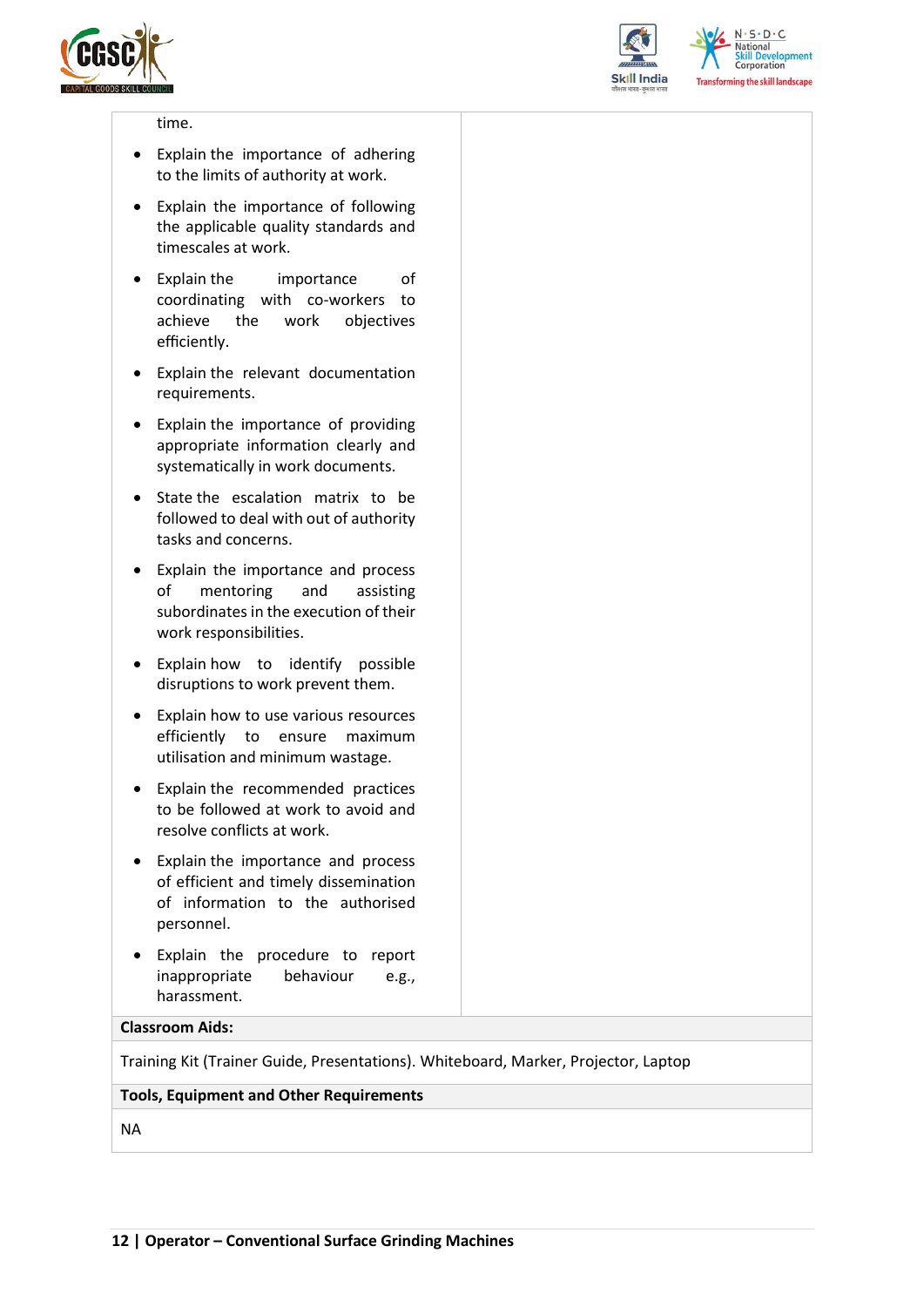time.

- Explain the importance of adhering to the limits of authority at work.
- Explain the importance of following the applicable quality standards and timescales at work.
- Explain the importance of coordinating with co-workers to achieve the work objectives efficiently.
- Explain the relevant documentation requirements.
- Explain the importance of providing appropriate information clearly and systematically in work documents.
- State the escalation matrix to be followed to deal with out of authority tasks and concerns.
- Explain the importance and process of mentoring and assisting subordinates in the execution of their work responsibilities.
- Explain how to identify possible disruptions to work prevent them.
- Explain how to use various resources efficiently to ensure maximum utilisation and minimum wastage.
- Explain the recommended practices to be followed at work to avoid and resolve conflicts at work.
- Explain the importance and process of efficient and timely dissemination of information to the authorised personnel.
- Explain the procedure to report inappropriate behaviour e.g., harassment.

**Classroom Aids:**

Training Kit (Trainer Guide, Presentations). Whiteboard, Marker, Projector, Laptop

**Tools, Equipment and Other Requirements**

NA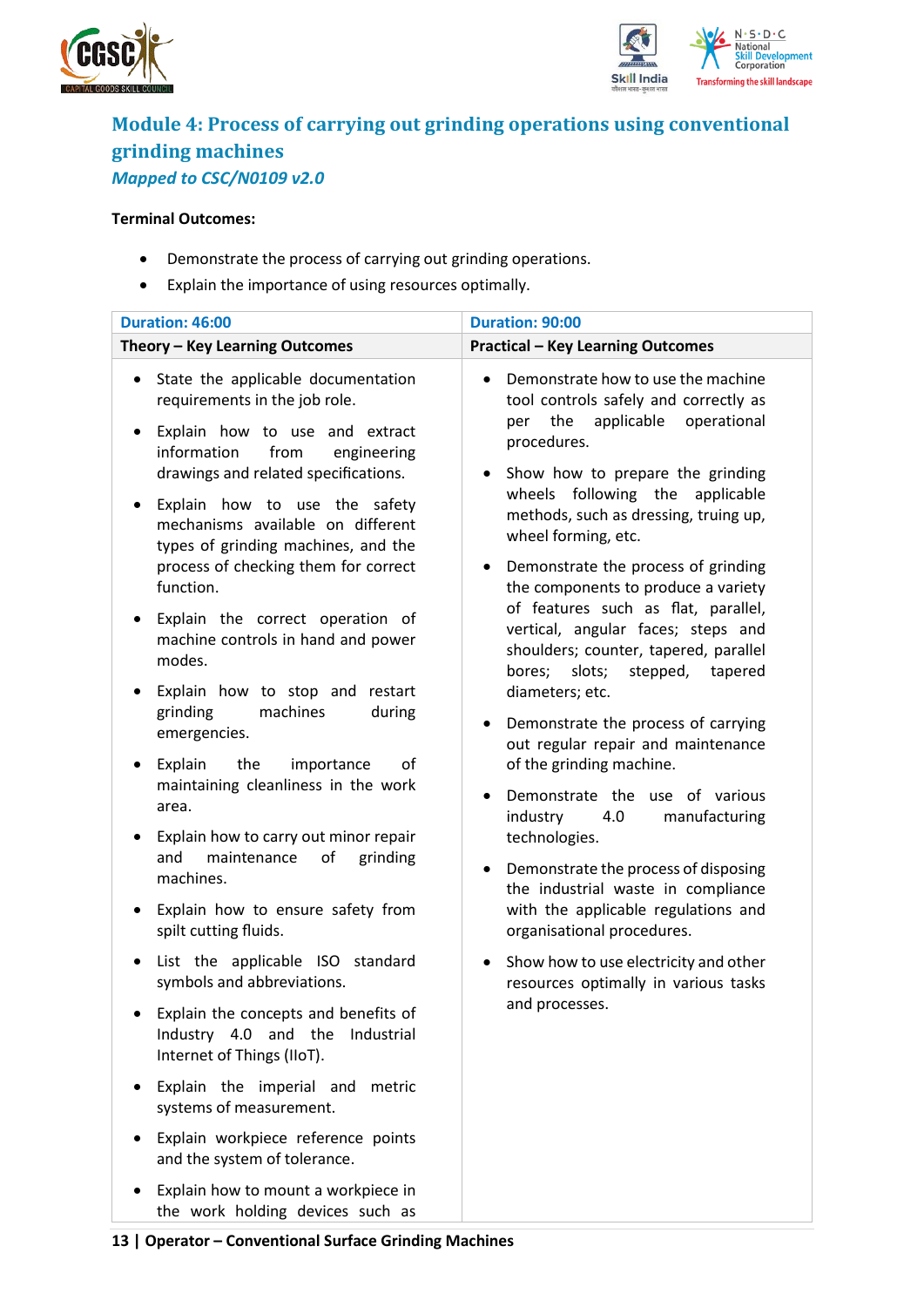## Module 4: Process of carrying out grinding operations using conventional grinding machines
*Mapped to CSC/N0109 v2.0*

**Terminal Outcomes:**

- Demonstrate the process of carrying out grinding operations.
- Explain the importance of using resources optimally.

| Duration: 46:00 | Duration: 90:00 |
|---|---|
| **Theory – Key Learning Outcomes** | **Practical – Key Learning Outcomes** |
| • State the applicable documentation requirements in the job role.<br>• Explain how to use and extract information from engineering drawings and related specifications.<br>• Explain how to use the safety mechanisms available on different types of grinding machines, and the process of checking them for correct function.<br>• Explain the correct operation of machine controls in hand and power modes.<br>• Explain how to stop and restart grinding machines during emergencies.<br>• Explain the importance of maintaining cleanliness in the work area.<br>• Explain how to carry out minor repair and maintenance of grinding machines.<br>• Explain how to ensure safety from spilt cutting fluids.<br>• List the applicable ISO standard symbols and abbreviations.<br>• Explain the concepts and benefits of Industry 4.0 and the Industrial Internet of Things (IIoT).<br>• Explain the imperial and metric systems of measurement.<br>• Explain workpiece reference points and the system of tolerance.<br>• Explain how to mount a workpiece in the work holding devices such as | • Demonstrate how to use the machine tool controls safely and correctly as per the applicable operational procedures.<br>• Show how to prepare the grinding wheels following the applicable methods, such as dressing, truing up, wheel forming, etc.<br>• Demonstrate the process of grinding the components to produce a variety of features such as flat, parallel, vertical, angular faces; steps and shoulders; counter, tapered, parallel bores; slots; stepped, tapered diameters; etc.<br>• Demonstrate the process of carrying out regular repair and maintenance of the grinding machine.<br>• Demonstrate the use of various industry 4.0 manufacturing technologies.<br>• Demonstrate the process of disposing the industrial waste in compliance with the applicable regulations and organisational procedures.<br>• Show how to use electricity and other resources optimally in various tasks and processes. |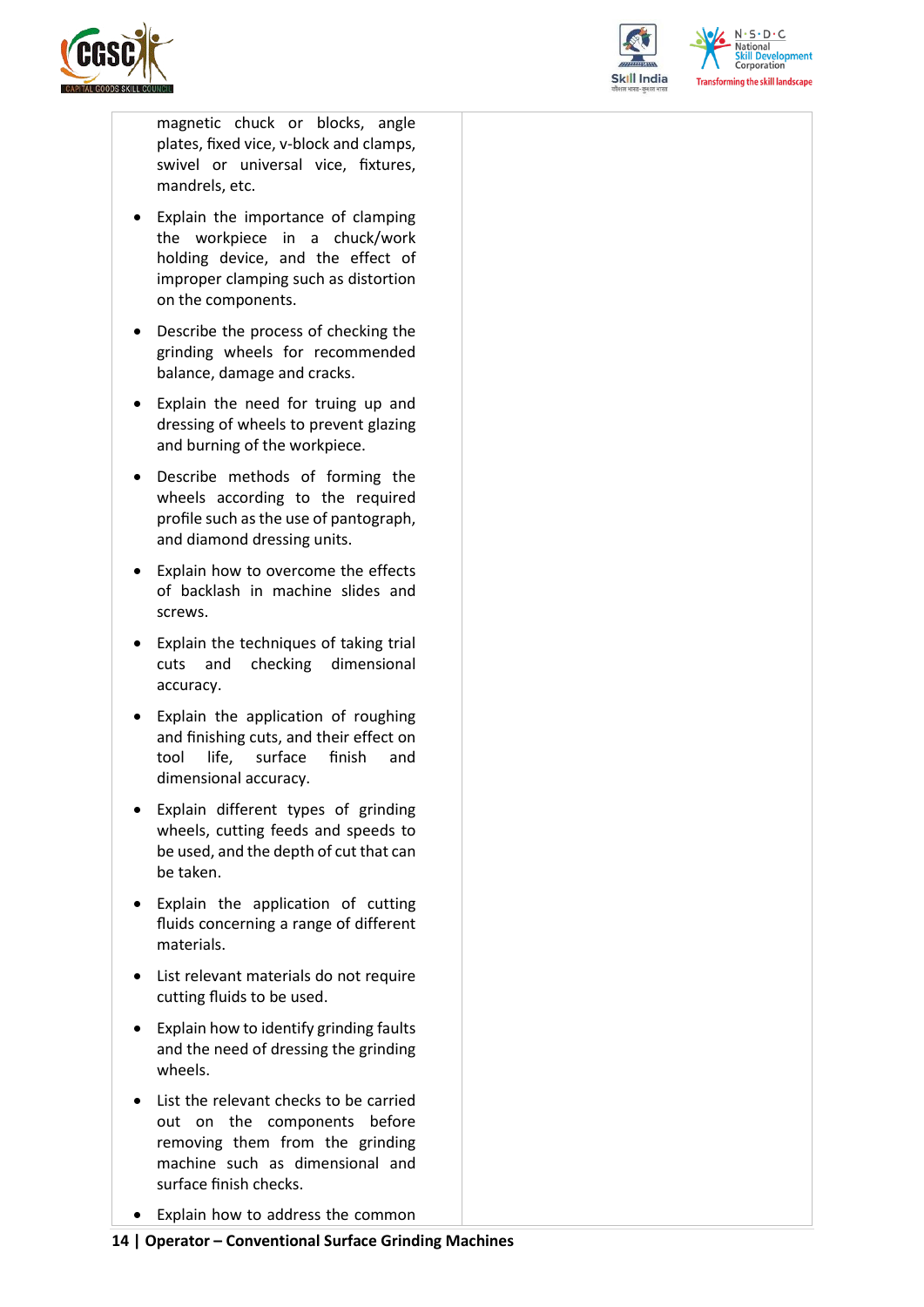| | |
|---|---|
| magnetic chuck or blocks, angle plates, fixed vice, v-block and clamps, swivel or universal vice, fixtures, mandrels, etc.<br>• Explain the importance of clamping the workpiece in a chuck/work holding device, and the effect of improper clamping such as distortion on the components.<br>• Describe the process of checking the grinding wheels for recommended balance, damage and cracks.<br>• Explain the need for truing up and dressing of wheels to prevent glazing and burning of the workpiece.<br>• Describe methods of forming the wheels according to the required profile such as the use of pantograph, and diamond dressing units.<br>• Explain how to overcome the effects of backlash in machine slides and screws.<br>• Explain the techniques of taking trial cuts and checking dimensional accuracy.<br>• Explain the application of roughing and finishing cuts, and their effect on tool life, surface finish and dimensional accuracy.<br>• Explain different types of grinding wheels, cutting feeds and speeds to be used, and the depth of cut that can be taken.<br>• Explain the application of cutting fluids concerning a range of different materials.<br>• List relevant materials do not require cutting fluids to be used.<br>• Explain how to identify grinding faults and the need of dressing the grinding wheels.<br>• List the relevant checks to be carried out on the components before removing them from the grinding machine such as dimensional and surface finish checks.<br>• Explain how to address the common | |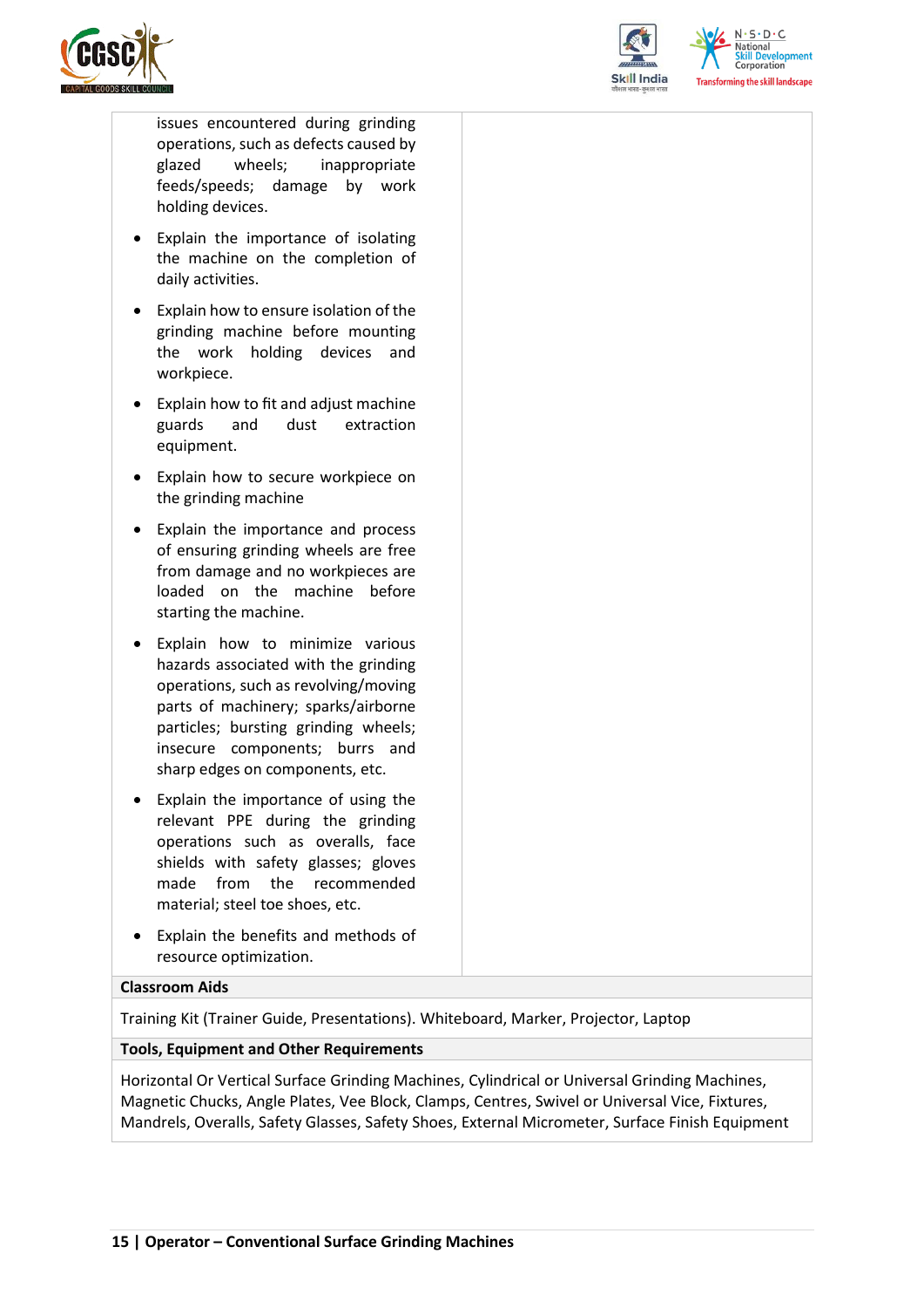| | |
|---|---|
| issues encountered during grinding operations, such as defects caused by glazed wheels; inappropriate feeds/speeds; damage by work holding devices.<br>• Explain the importance of isolating the machine on the completion of daily activities.<br>• Explain how to ensure isolation of the grinding machine before mounting the work holding devices and workpiece.<br>• Explain how to fit and adjust machine guards and dust extraction equipment.<br>• Explain how to secure workpiece on the grinding machine<br>• Explain the importance and process of ensuring grinding wheels are free from damage and no workpieces are loaded on the machine before starting the machine.<br>• Explain how to minimize various hazards associated with the grinding operations, such as revolving/moving parts of machinery; sparks/airborne particles; bursting grinding wheels; insecure components; burrs and sharp edges on components, etc.<br>• Explain the importance of using the relevant PPE during the grinding operations such as overalls, face shields with safety glasses; gloves made from the recommended material; steel toe shoes, etc.<br>• Explain the benefits and methods of resource optimization. | |

**Classroom Aids**

Training Kit (Trainer Guide, Presentations). Whiteboard, Marker, Projector, Laptop

**Tools, Equipment and Other Requirements**

Horizontal Or Vertical Surface Grinding Machines, Cylindrical or Universal Grinding Machines, Magnetic Chucks, Angle Plates, Vee Block, Clamps, Centres, Swivel or Universal Vice, Fixtures, Mandrels, Overalls, Safety Glasses, Safety Shoes, External Micrometer, Surface Finish Equipment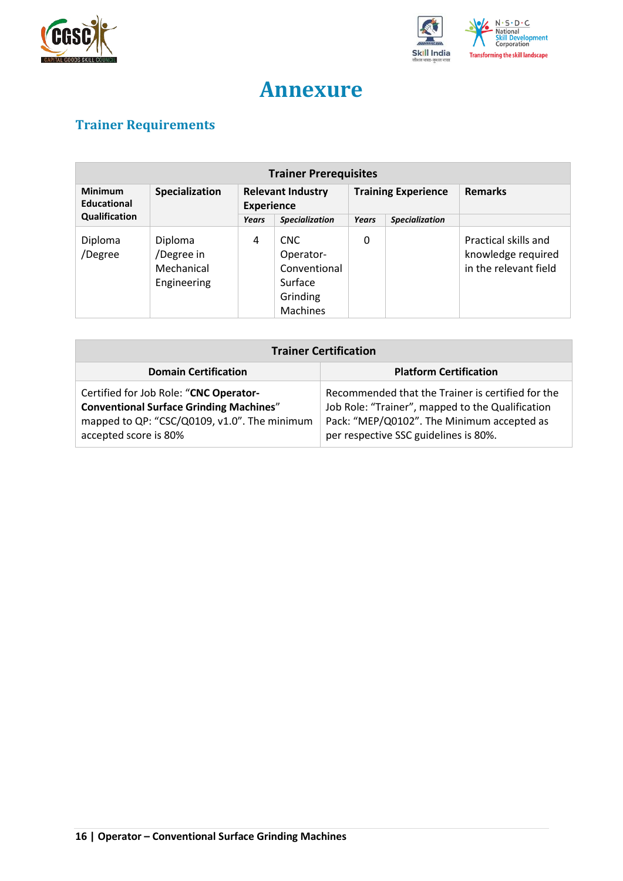# Annexure

## Trainer Requirements

| Trainer Prerequisites | | | | | | |
|---|---|---|---|---|---|---|
| **Minimum Educational Qualification** | **Specialization** | **Relevant Industry Experience** | | **Training Experience** | | **Remarks** |
| | | ***Years*** | ***Specialization*** | ***Years*** | ***Specialization*** | |
| Diploma /Degree | Diploma /Degree in Mechanical Engineering | 4 | CNC Operator-Conventional Surface Grinding Machines | 0 | | Practical skills and knowledge required in the relevant field |

| Trainer Certification | |
|---|---|
| **Domain Certification** | **Platform Certification** |
| Certified for Job Role: "**CNC Operator-Conventional Surface Grinding Machines**" mapped to QP: "CSC/Q0109, v1.0". The minimum accepted score is 80% | Recommended that the Trainer is certified for the Job Role: "Trainer", mapped to the Qualification Pack: "MEP/Q0102". The Minimum accepted as per respective SSC guidelines is 80%. |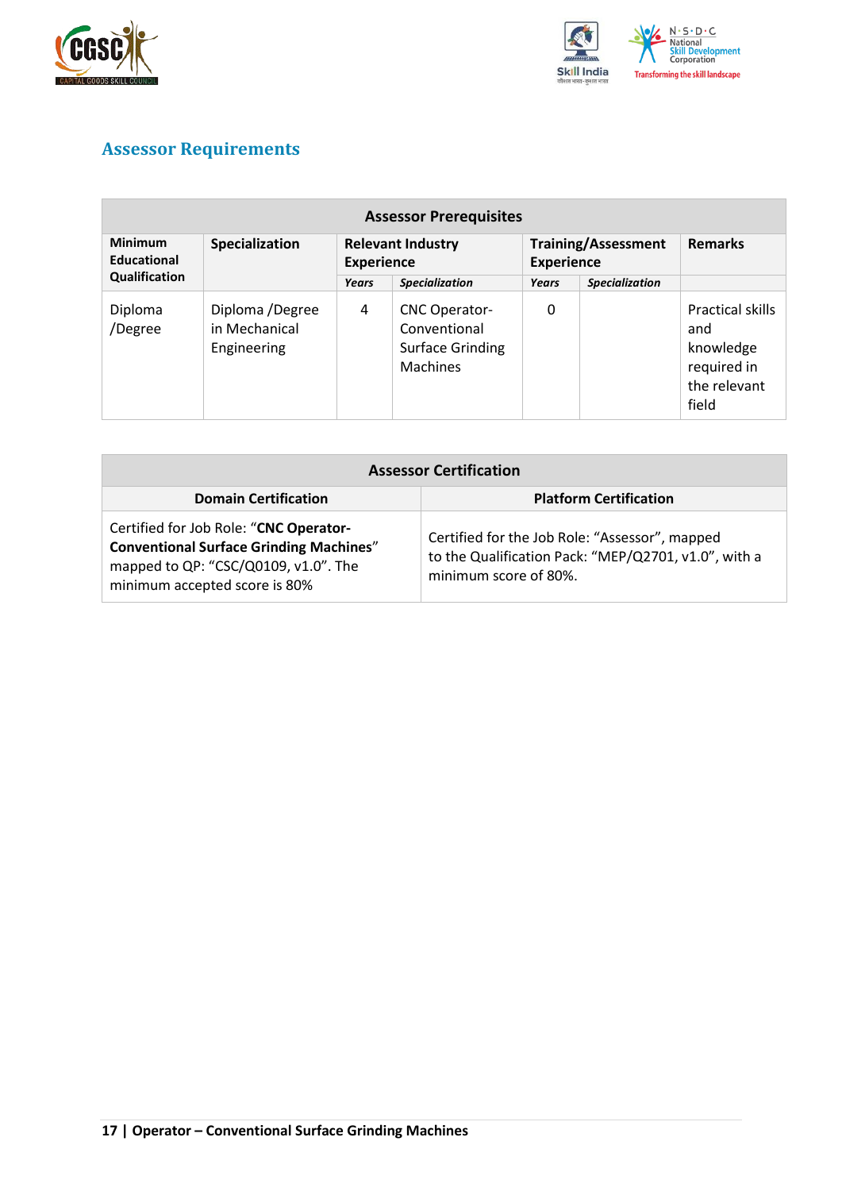## Assessor Requirements

| Assessor Prerequisites | | | | | | |
|---|---|---|---|---|---|---|
| **Minimum Educational Qualification** | **Specialization** | **Relevant Industry Experience** | | **Training/Assessment Experience** | | **Remarks** |
| | | *Years* | *Specialization* | *Years* | *Specialization* | |
| Diploma /Degree | Diploma /Degree in Mechanical Engineering | 4 | CNC Operator-Conventional Surface Grinding Machines | 0 | | Practical skills and knowledge required in the relevant field |

| Assessor Certification | |
|---|---|
| **Domain Certification** | **Platform Certification** |
| Certified for Job Role: "**CNC Operator-Conventional Surface Grinding Machines**" mapped to QP: "CSC/Q0109, v1.0". The minimum accepted score is 80% | Certified for the Job Role: "Assessor", mapped to the Qualification Pack: "MEP/Q2701, v1.0", with a minimum score of 80%. |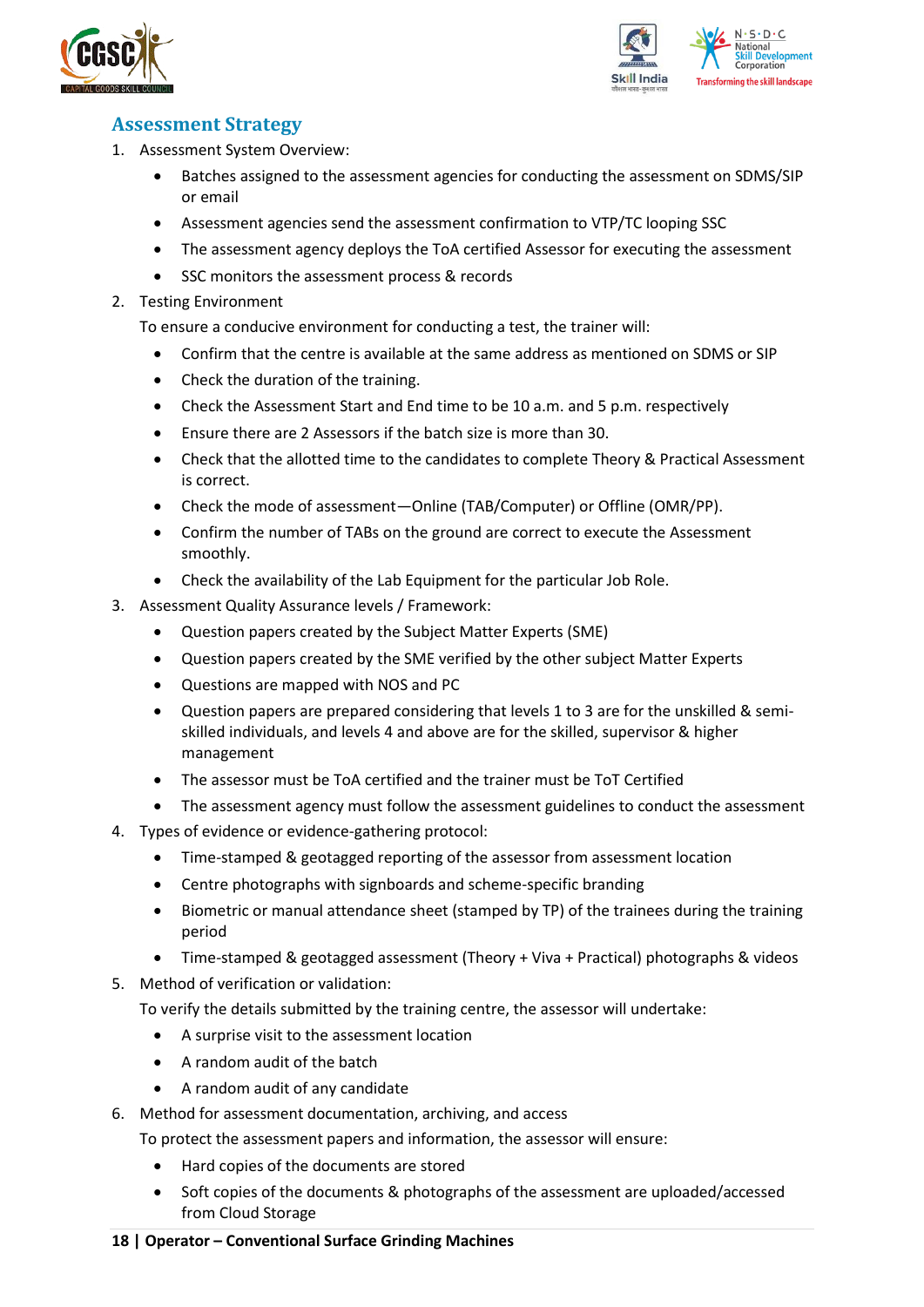## Assessment Strategy

1. Assessment System Overview:
    - Batches assigned to the assessment agencies for conducting the assessment on SDMS/SIP or email
    - Assessment agencies send the assessment confirmation to VTP/TC looping SSC
    - The assessment agency deploys the ToA certified Assessor for executing the assessment
    - SSC monitors the assessment process & records
2. Testing Environment

   To ensure a conducive environment for conducting a test, the trainer will:
    - Confirm that the centre is available at the same address as mentioned on SDMS or SIP
    - Check the duration of the training.
    - Check the Assessment Start and End time to be 10 a.m. and 5 p.m. respectively
    - Ensure there are 2 Assessors if the batch size is more than 30.
    - Check that the allotted time to the candidates to complete Theory & Practical Assessment is correct.
    - Check the mode of assessment—Online (TAB/Computer) or Offline (OMR/PP).
    - Confirm the number of TABs on the ground are correct to execute the Assessment smoothly.
    - Check the availability of the Lab Equipment for the particular Job Role.
3. Assessment Quality Assurance levels / Framework:
    - Question papers created by the Subject Matter Experts (SME)
    - Question papers created by the SME verified by the other subject Matter Experts
    - Questions are mapped with NOS and PC
    - Question papers are prepared considering that levels 1 to 3 are for the unskilled & semi-skilled individuals, and levels 4 and above are for the skilled, supervisor & higher management
    - The assessor must be ToA certified and the trainer must be ToT Certified
    - The assessment agency must follow the assessment guidelines to conduct the assessment
4. Types of evidence or evidence-gathering protocol:
    - Time-stamped & geotagged reporting of the assessor from assessment location
    - Centre photographs with signboards and scheme-specific branding
    - Biometric or manual attendance sheet (stamped by TP) of the trainees during the training period
    - Time-stamped & geotagged assessment (Theory + Viva + Practical) photographs & videos
5. Method of verification or validation:

   To verify the details submitted by the training centre, the assessor will undertake:
    - A surprise visit to the assessment location
    - A random audit of the batch
    - A random audit of any candidate
6. Method for assessment documentation, archiving, and access

   To protect the assessment papers and information, the assessor will ensure:
    - Hard copies of the documents are stored
    - Soft copies of the documents & photographs of the assessment are uploaded/accessed from Cloud Storage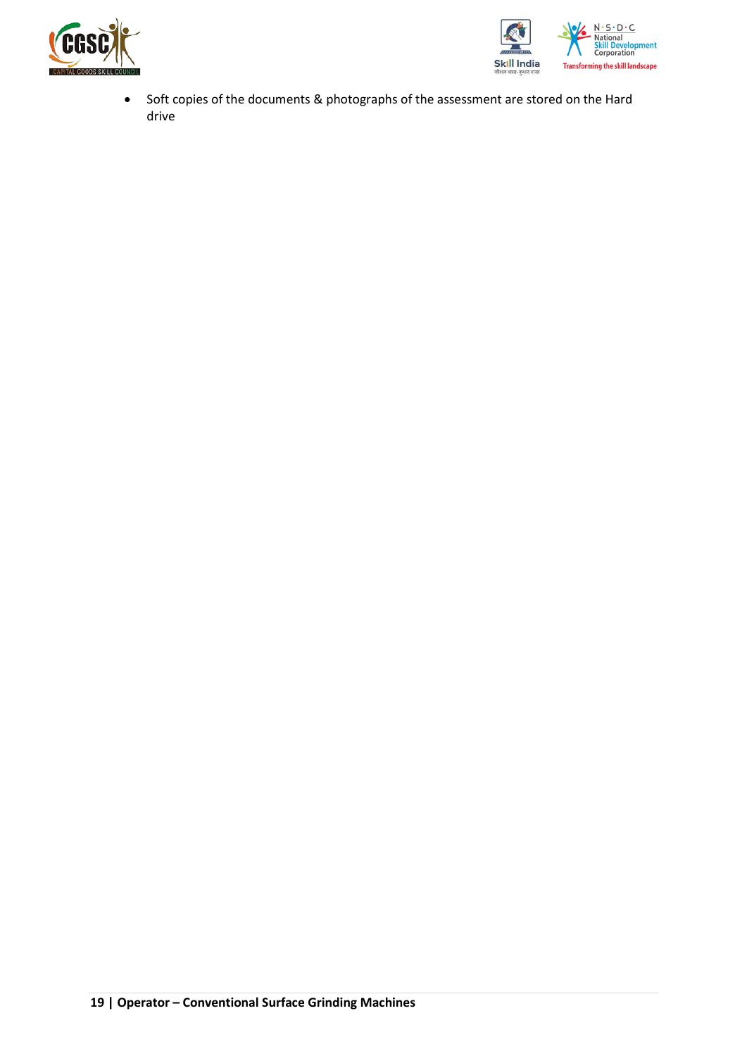- Soft copies of the documents & photographs of the assessment are stored on the Hard drive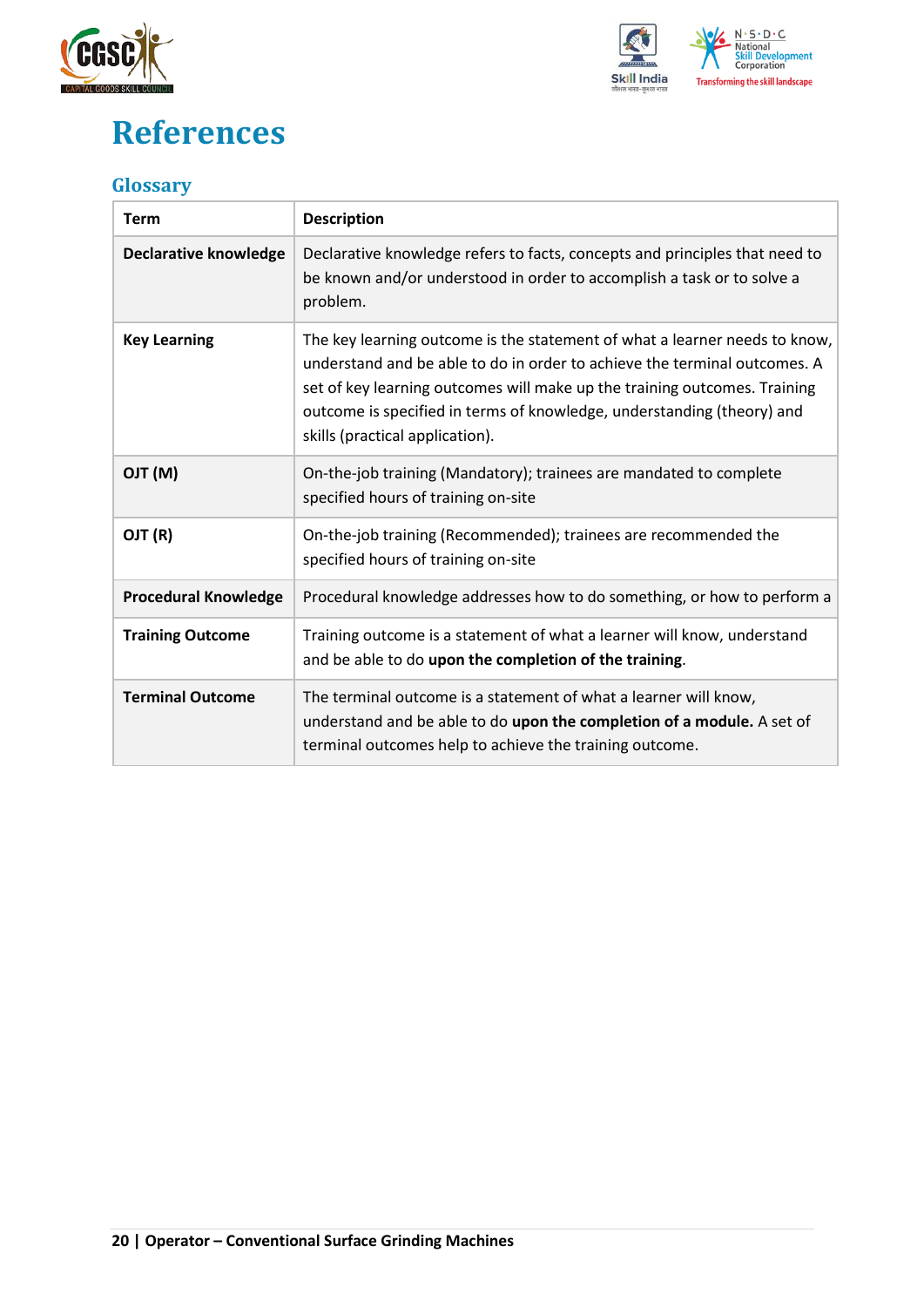# References

## Glossary

| Term | Description |
|---|---|
| **Declarative knowledge** | Declarative knowledge refers to facts, concepts and principles that need to be known and/or understood in order to accomplish a task or to solve a problem. |
| **Key Learning** | The key learning outcome is the statement of what a learner needs to know, understand and be able to do in order to achieve the terminal outcomes. A set of key learning outcomes will make up the training outcomes. Training outcome is specified in terms of knowledge, understanding (theory) and skills (practical application). |
| **OJT (M)** | On-the-job training (Mandatory); trainees are mandated to complete specified hours of training on-site |
| **OJT (R)** | On-the-job training (Recommended); trainees are recommended the specified hours of training on-site |
| **Procedural Knowledge** | Procedural knowledge addresses how to do something, or how to perform a |
| **Training Outcome** | Training outcome is a statement of what a learner will know, understand and be able to do **upon the completion of the training**. |
| **Terminal Outcome** | The terminal outcome is a statement of what a learner will know, understand and be able to do **upon the completion of a module.** A set of terminal outcomes help to achieve the training outcome. |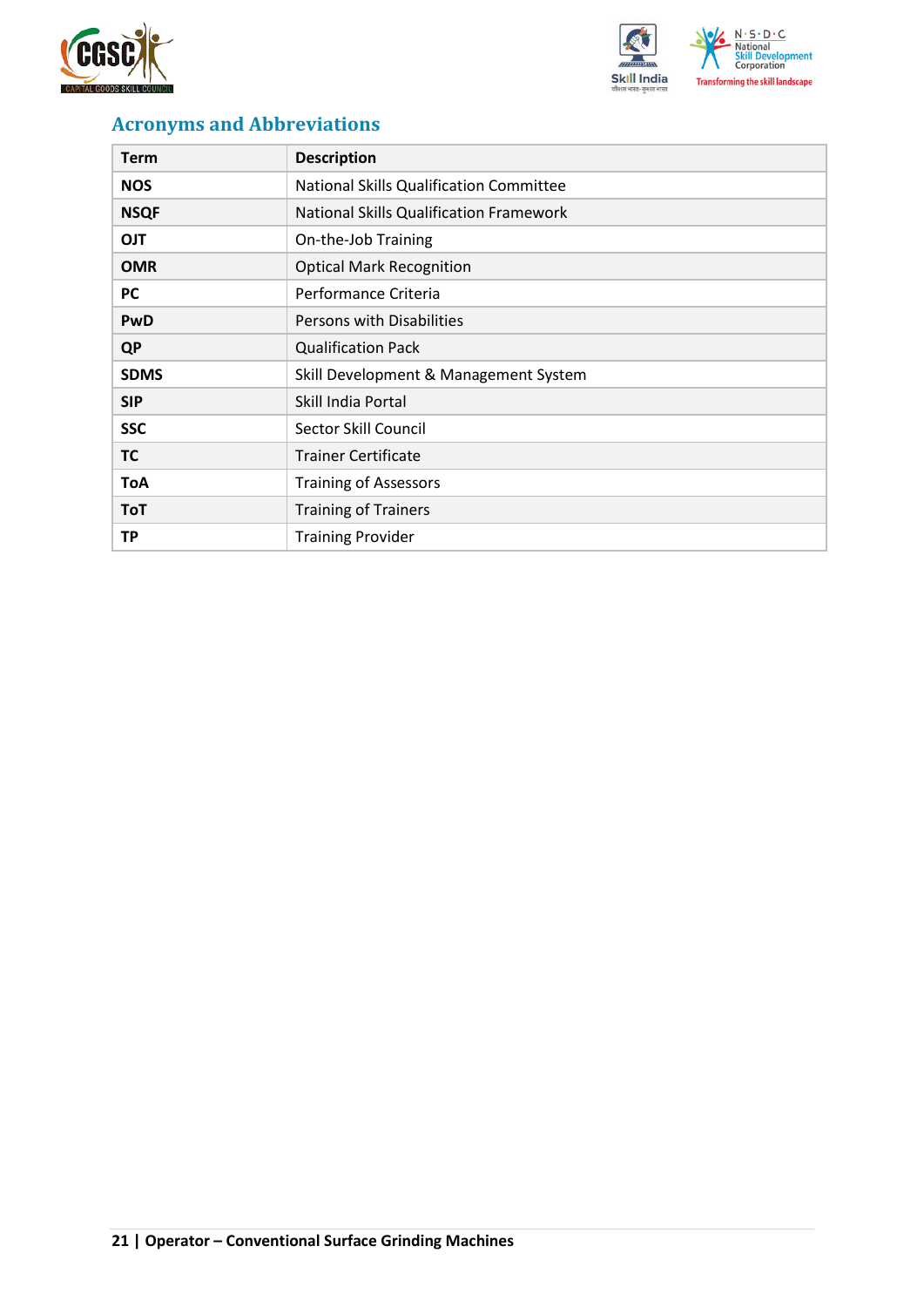## Acronyms and Abbreviations

| Term | Description |
|---|---|
| **NOS** | National Skills Qualification Committee |
| **NSQF** | National Skills Qualification Framework |
| **OJT** | On-the-Job Training |
| **OMR** | Optical Mark Recognition |
| **PC** | Performance Criteria |
| **PwD** | Persons with Disabilities |
| **QP** | Qualification Pack |
| **SDMS** | Skill Development & Management System |
| **SIP** | Skill India Portal |
| **SSC** | Sector Skill Council |
| **TC** | Trainer Certificate |
| **ToA** | Training of Assessors |
| **ToT** | Training of Trainers |
| **TP** | Training Provider |